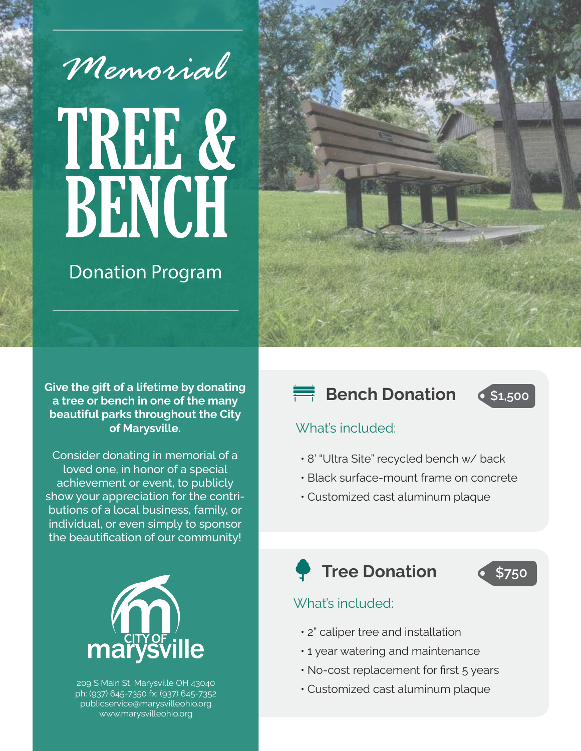# *Memorial* TREE & BENCH

## Donation Program

**Give the gift of a lifetime by donating a tree or bench in one of the many beautiful parks throughout the City of Marysville.**

Consider donating in memorial of a loved one, in honor of a special achievement or event, to publicly show your appreciation for the contributions of a local business, family, or individual, or even simply to sponsor the beautification of our community!

CITY OF marysville

209 S Main St, Marysville OH 43040
ph: (937) 645-7350 fx: (937) 645-7352
publicservice@marysvilleohio.org
www.marysvilleohio.org

## Bench Donation — $1,500

What's included:

- 8' "Ultra Site" recycled bench w/ back
- Black surface-mount frame on concrete
- Customized cast aluminum plaque

## Tree Donation — $750

What's included:

- 2" caliper tree and installation
- 1 year watering and maintenance
- No-cost replacement for first 5 years
- Customized cast aluminum plaque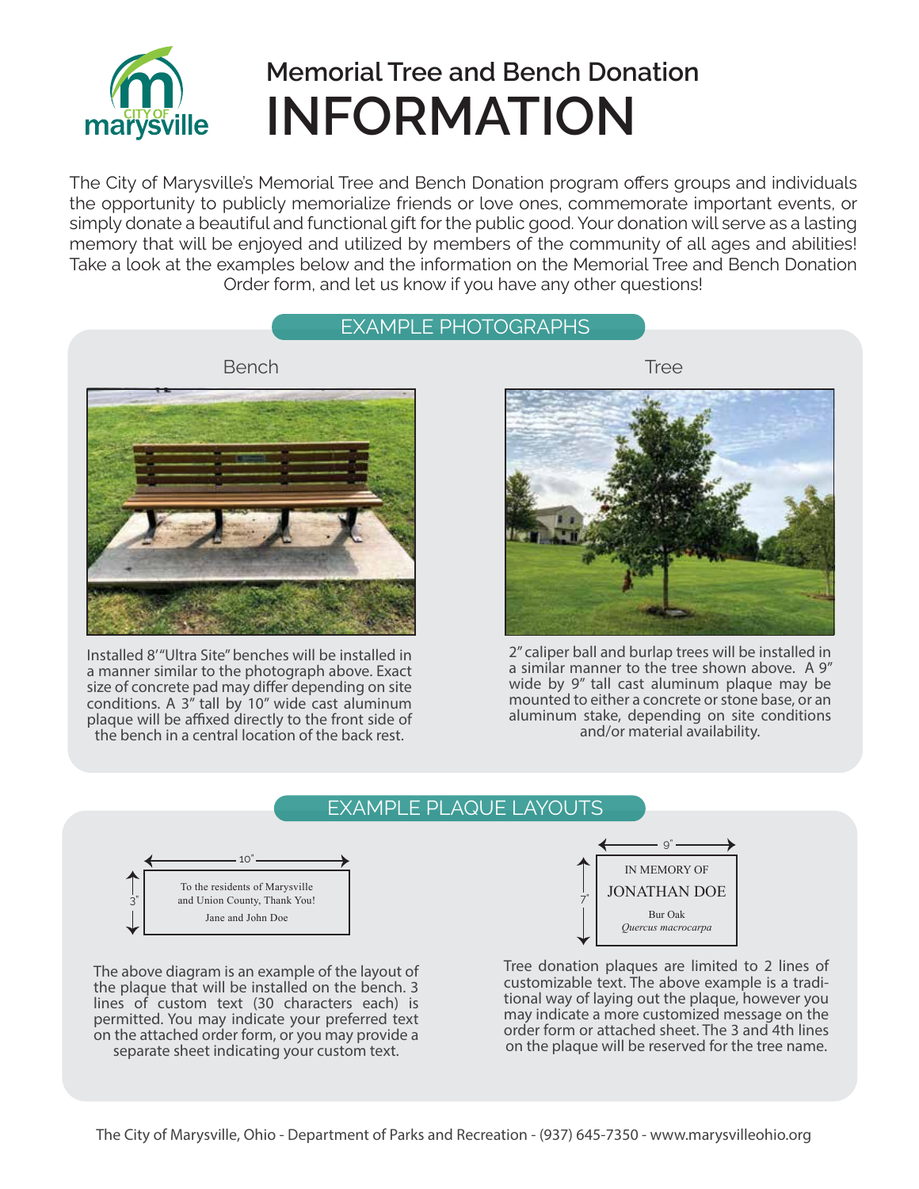# Memorial Tree and Bench Donation INFORMATION

The City of Marysville's Memorial Tree and Bench Donation program offers groups and individuals the opportunity to publicly memorialize friends or love ones, commemorate important events, or simply donate a beautiful and functional gift for the public good. Your donation will serve as a lasting memory that will be enjoyed and utilized by members of the community of all ages and abilities! Take a look at the examples below and the information on the Memorial Tree and Bench Donation Order form, and let us know if you have any other questions!

## EXAMPLE PHOTOGRAPHS

### Bench

Installed 8' "Ultra Site" benches will be installed in a manner similar to the photograph above. Exact size of concrete pad may differ depending on site conditions. A 3" tall by 10" wide cast aluminum plaque will be affixed directly to the front side of the bench in a central location of the back rest.

### Tree

2" caliper ball and burlap trees will be installed in a similar manner to the tree shown above. A 9" wide by 9" tall cast aluminum plaque may be mounted to either a concrete or stone base, or an aluminum stake, depending on site conditions and/or material availability.

## EXAMPLE PLAQUE LAYOUTS

10" × 3"

To the residents of Marysville
and Union County, Thank You!
Jane and John Doe

The above diagram is an example of the layout of the plaque that will be installed on the bench. 3 lines of custom text (30 characters each) is permitted. You may indicate your preferred text on the attached order form, or you may provide a separate sheet indicating your custom text.

9" × 7"

IN MEMORY OF
JONATHAN DOE
Bur Oak
*Quercus macrocarpa*

Tree donation plaques are limited to 2 lines of customizable text. The above example is a traditional way of laying out the plaque, however you may indicate a more customized message on the order form or attached sheet. The 3 and 4th lines on the plaque will be reserved for the tree name.

The City of Marysville, Ohio - Department of Parks and Recreation - (937) 645-7350 - www.marysvilleohio.org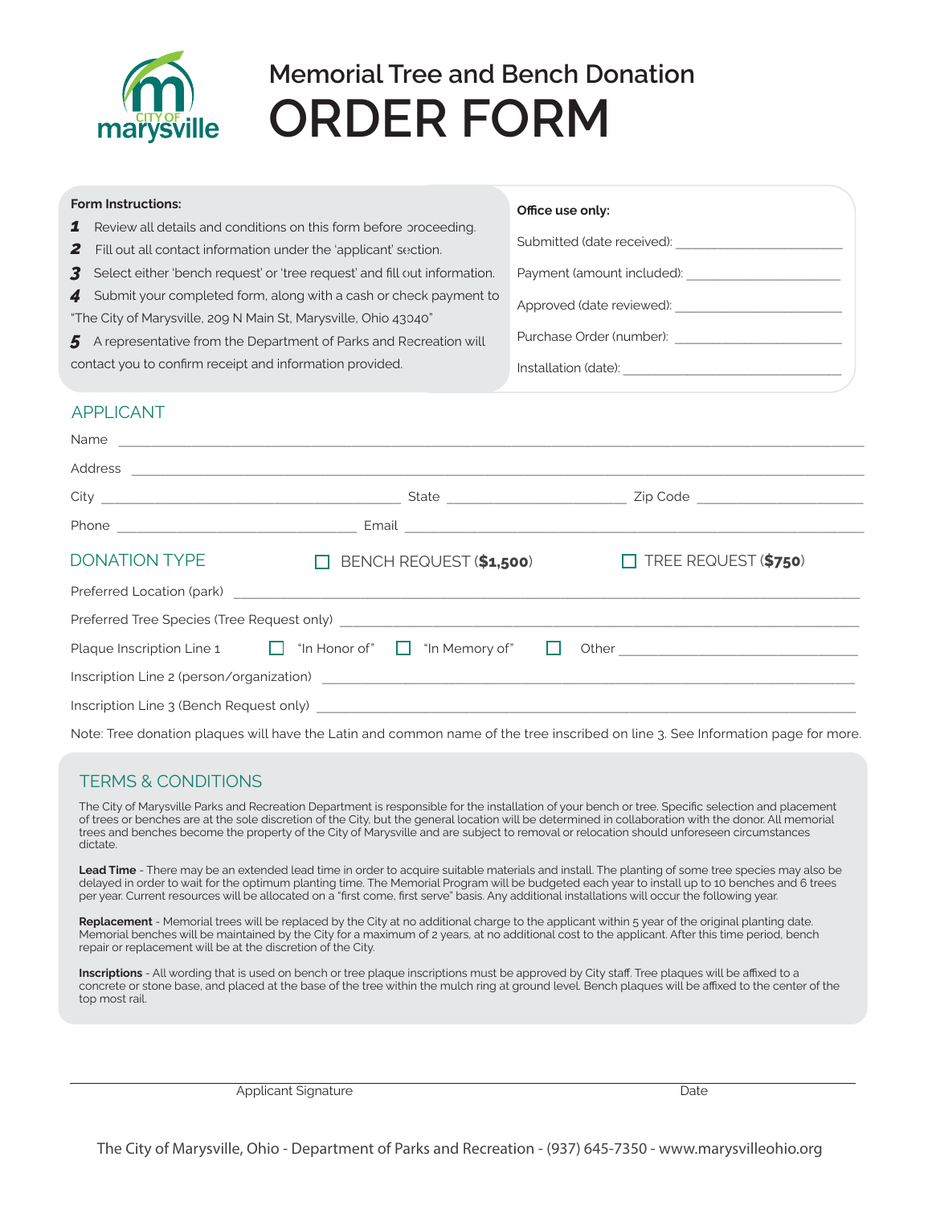# Memorial Tree and Bench Donation ORDER FORM

**Form Instructions:**

1. Review all details and conditions on this form before proceeding.
2. Fill out all contact information under the 'applicant' section.
3. Select either 'bench request' or 'tree request' and fill out information.
4. Submit your completed form, along with a cash or check payment to "The City of Marysville, 209 N Main St, Marysville, Ohio 43040"
5. A representative from the Department of Parks and Recreation will contact you to confirm receipt and information provided.

**Office use only:**

Submitted (date received): ______________________

Payment (amount included): ______________________

Approved (date reviewed): ______________________

Purchase Order (number): ______________________

Installation (date): ______________________

## APPLICANT

Name ______________________

Address ______________________

City ______________________ State ______________________ Zip Code ______________________

Phone ______________________ Email ______________________

## DONATION TYPE

☐ BENCH REQUEST (**$1,500**) ☐ TREE REQUEST (**$750**)

Preferred Location (park) ______________________

Preferred Tree Species (Tree Request only) ______________________

Plaque Inscription Line 1 ☐ "In Honor of" ☐ "In Memory of" ☐ Other ______________________

Inscription Line 2 (person/organization) ______________________

Inscription Line 3 (Bench Request only) ______________________

Note: Tree donation plaques will have the Latin and common name of the tree inscribed on line 3. See Information page for more.

## TERMS & CONDITIONS

The City of Marysville Parks and Recreation Department is responsible for the installation of your bench or tree. Specific selection and placement of trees or benches are at the sole discretion of the City, but the general location will be determined in collaboration with the donor. All memorial trees and benches become the property of the City of Marysville and are subject to removal or relocation should unforeseen circumstances dictate.

**Lead Time** - There may be an extended lead time in order to acquire suitable materials and install. The planting of some tree species may also be delayed in order to wait for the optimum planting time. The Memorial Program will be budgeted each year to install up to 10 benches and 6 trees per year. Current resources will be allocated on a "first come, first serve" basis. Any additional installations will occur the following year.

**Replacement** - Memorial trees will be replaced by the City at no additional charge to the applicant within 5 year of the original planting date. Memorial benches will be maintained by the City for a maximum of 2 years, at no additional cost to the applicant. After this time period, bench repair or replacement will be at the discretion of the City.

**Inscriptions** - All wording that is used on bench or tree plaque inscriptions must be approved by City staff. Tree plaques will be affixed to a concrete or stone base, and placed at the base of the tree within the mulch ring at ground level. Bench plaques will be affixed to the center of the top most rail.

______________________ ______________________

Applicant Signature Date

The City of Marysville, Ohio - Department of Parks and Recreation - (937) 645-7350 - www.marysvilleohio.org